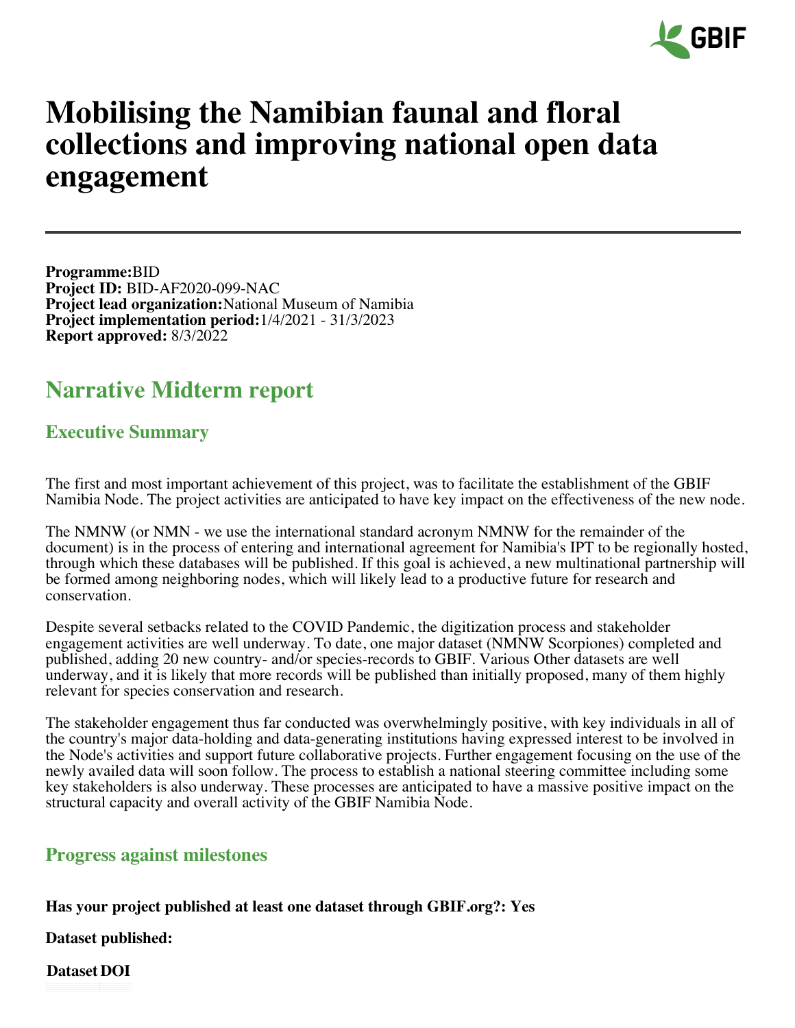# Mobilising the Namibian faunal and floral collections and improving national open data engagement

**Programme:** BID
**Project ID:** BID-AF2020-099-NAC
**Project lead organization:** National Museum of Namibia
**Project implementation period:** 1/4/2021 - 31/3/2023
**Report approved:** 8/3/2022

## Narrative Midterm report

### Executive Summary

The first and most important achievement of this project, was to facilitate the establishment of the GBIF Namibia Node. The project activities are anticipated to have key impact on the effectiveness of the new node.

The NMNW (or NMN - we use the international standard acronym NMNW for the remainder of the document) is in the process of entering and international agreement for Namibia's IPT to be regionally hosted, through which these databases will be published. If this goal is achieved, a new multinational partnership will be formed among neighboring nodes, which will likely lead to a productive future for research and conservation.

Despite several setbacks related to the COVID Pandemic, the digitization process and stakeholder engagement activities are well underway. To date, one major dataset (NMNW Scorpiones) completed and published, adding 20 new country- and/or species-records to GBIF. Various Other datasets are well underway, and it is likely that more records will be published than initially proposed, many of them highly relevant for species conservation and research.

The stakeholder engagement thus far conducted was overwhelmingly positive, with key individuals in all of the country's major data-holding and data-generating institutions having expressed interest to be involved in the Node's activities and support future collaborative projects. Further engagement focusing on the use of the newly availed data will soon follow. The process to establish a national steering committee including some key stakeholders is also underway. These processes are anticipated to have a massive positive impact on the structural capacity and overall activity of the GBIF Namibia Node.

### Progress against milestones

**Has your project published at least one dataset through GBIF.org?: Yes**

**Dataset published:**

| Dataset | DOI |
| --- | --- |
| | |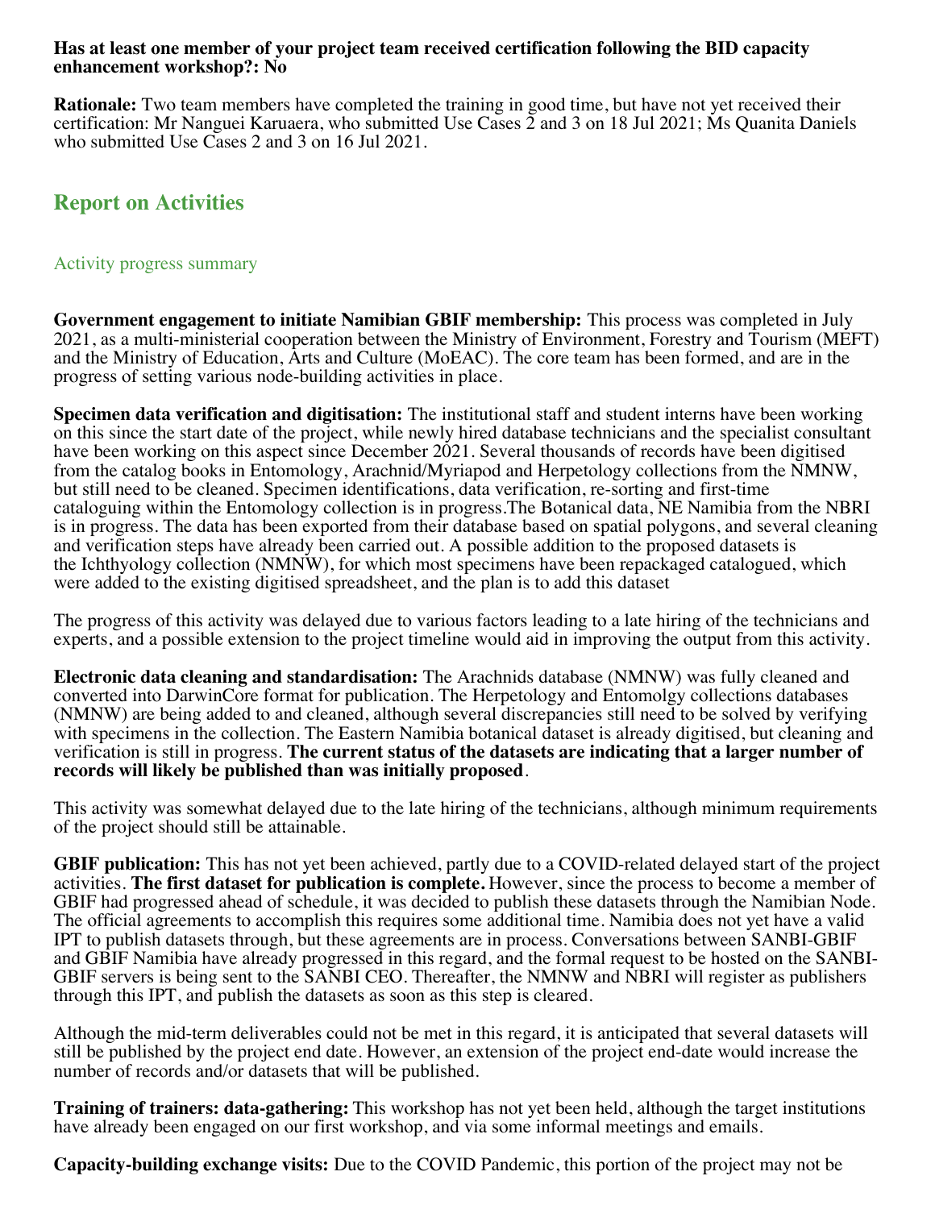**Has at least one member of your project team received certification following the BID capacity enhancement workshop?: No**

**Rationale:** Two team members have completed the training in good time, but have not yet received their certification: Mr Nanguei Karuaera, who submitted Use Cases 2 and 3 on 18 Jul 2021; Ms Quanita Daniels who submitted Use Cases 2 and 3 on 16 Jul 2021.

## Report on Activities

### Activity progress summary

**Government engagement to initiate Namibian GBIF membership:** This process was completed in July 2021, as a multi-ministerial cooperation between the Ministry of Environment, Forestry and Tourism (MEFT) and the Ministry of Education, Arts and Culture (MoEAC). The core team has been formed, and are in the progress of setting various node-building activities in place.

**Specimen data verification and digitisation:** The institutional staff and student interns have been working on this since the start date of the project, while newly hired database technicians and the specialist consultant have been working on this aspect since December 2021. Several thousands of records have been digitised from the catalog books in Entomology, Arachnid/Myriapod and Herpetology collections from the NMNW, but still need to be cleaned. Specimen identifications, data verification, re-sorting and first-time cataloguing within the Entomology collection is in progress.The Botanical data, NE Namibia from the NBRI is in progress. The data has been exported from their database based on spatial polygons, and several cleaning and verification steps have already been carried out. A possible addition to the proposed datasets is the Ichthyology collection (NMNW), for which most specimens have been repackaged catalogued, which were added to the existing digitised spreadsheet, and the plan is to add this dataset

The progress of this activity was delayed due to various factors leading to a late hiring of the technicians and experts, and a possible extension to the project timeline would aid in improving the output from this activity.

**Electronic data cleaning and standardisation:** The Arachnids database (NMNW) was fully cleaned and converted into DarwinCore format for publication. The Herpetology and Entomolgy collections databases (NMNW) are being added to and cleaned, although several discrepancies still need to be solved by verifying with specimens in the collection. The Eastern Namibia botanical dataset is already digitised, but cleaning and verification is still in progress. **The current status of the datasets are indicating that a larger number of records will likely be published than was initially proposed**.

This activity was somewhat delayed due to the late hiring of the technicians, although minimum requirements of the project should still be attainable.

**GBIF publication:** This has not yet been achieved, partly due to a COVID-related delayed start of the project activities. **The first dataset for publication is complete.** However, since the process to become a member of GBIF had progressed ahead of schedule, it was decided to publish these datasets through the Namibian Node. The official agreements to accomplish this requires some additional time. Namibia does not yet have a valid IPT to publish datasets through, but these agreements are in process. Conversations between SANBI-GBIF and GBIF Namibia have already progressed in this regard, and the formal request to be hosted on the SANBI-GBIF servers is being sent to the SANBI CEO. Thereafter, the NMNW and NBRI will register as publishers through this IPT, and publish the datasets as soon as this step is cleared.

Although the mid-term deliverables could not be met in this regard, it is anticipated that several datasets will still be published by the project end date. However, an extension of the project end-date would increase the number of records and/or datasets that will be published.

**Training of trainers: data-gathering:** This workshop has not yet been held, although the target institutions have already been engaged on our first workshop, and via some informal meetings and emails.

**Capacity-building exchange visits:** Due to the COVID Pandemic, this portion of the project may not be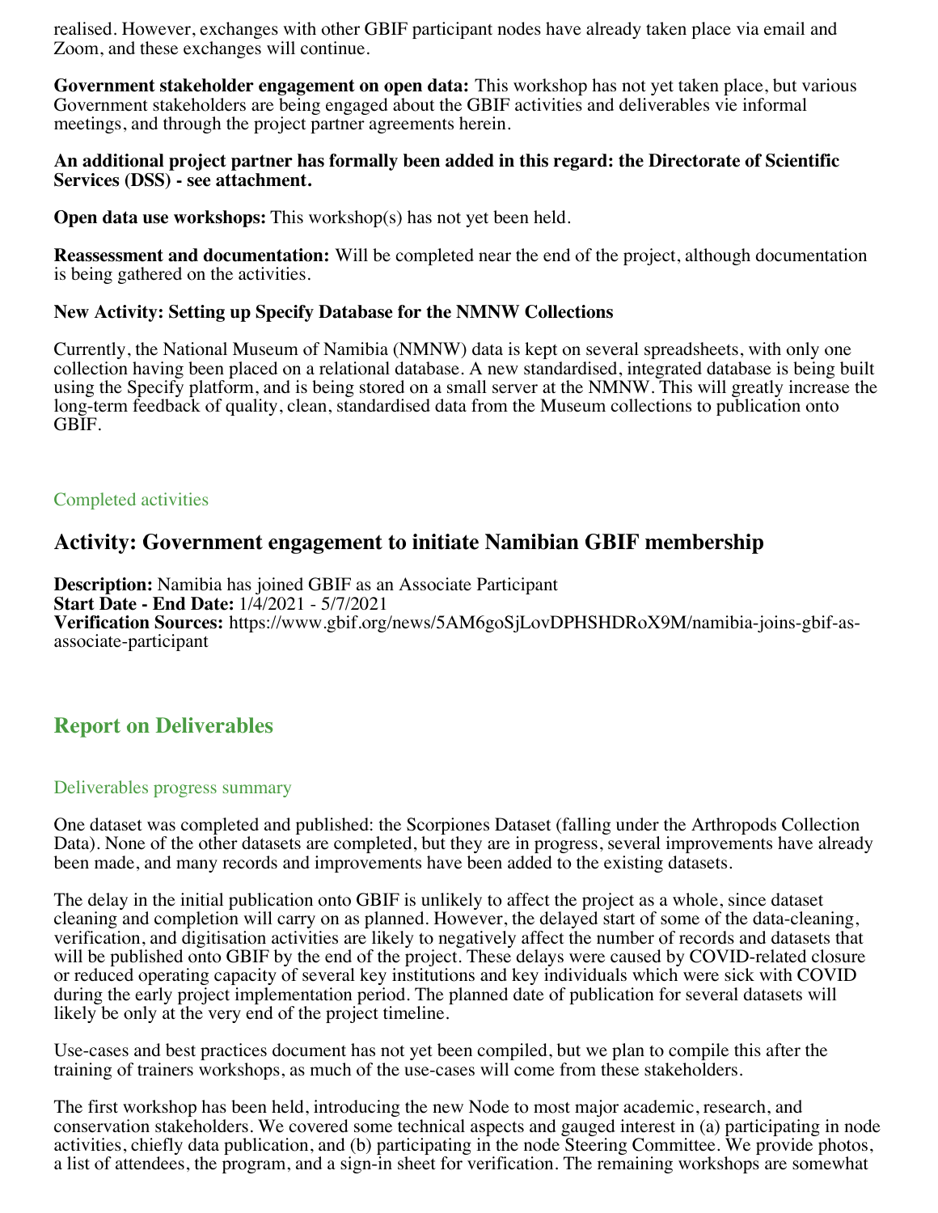realised. However, exchanges with other GBIF participant nodes have already taken place via email and Zoom, and these exchanges will continue.

**Government stakeholder engagement on open data:** This workshop has not yet taken place, but various Government stakeholders are being engaged about the GBIF activities and deliverables vie informal meetings, and through the project partner agreements herein.

**An additional project partner has formally been added in this regard: the Directorate of Scientific Services (DSS) - see attachment.**

**Open data use workshops:** This workshop(s) has not yet been held.

**Reassessment and documentation:** Will be completed near the end of the project, although documentation is being gathered on the activities.

**New Activity: Setting up Specify Database for the NMNW Collections**

Currently, the National Museum of Namibia (NMNW) data is kept on several spreadsheets, with only one collection having been placed on a relational database. A new standardised, integrated database is being built using the Specify platform, and is being stored on a small server at the NMNW. This will greatly increase the long-term feedback of quality, clean, standardised data from the Museum collections to publication onto GBIF.

### Completed activities

## Activity: Government engagement to initiate Namibian GBIF membership

**Description:** Namibia has joined GBIF as an Associate Participant
**Start Date - End Date:** 1/4/2021 - 5/7/2021
**Verification Sources:** https://www.gbif.org/news/5AM6goSjLovDPHSHDRoX9M/namibia-joins-gbif-as-associate-participant

## Report on Deliverables

### Deliverables progress summary

One dataset was completed and published: the Scorpiones Dataset (falling under the Arthropods Collection Data). None of the other datasets are completed, but they are in progress, several improvements have already been made, and many records and improvements have been added to the existing datasets.

The delay in the initial publication onto GBIF is unlikely to affect the project as a whole, since dataset cleaning and completion will carry on as planned. However, the delayed start of some of the data-cleaning, verification, and digitisation activities are likely to negatively affect the number of records and datasets that will be published onto GBIF by the end of the project. These delays were caused by COVID-related closure or reduced operating capacity of several key institutions and key individuals which were sick with COVID during the early project implementation period. The planned date of publication for several datasets will likely be only at the very end of the project timeline.

Use-cases and best practices document has not yet been compiled, but we plan to compile this after the training of trainers workshops, as much of the use-cases will come from these stakeholders.

The first workshop has been held, introducing the new Node to most major academic, research, and conservation stakeholders. We covered some technical aspects and gauged interest in (a) participating in node activities, chiefly data publication, and (b) participating in the node Steering Committee. We provide photos, a list of attendees, the program, and a sign-in sheet for verification. The remaining workshops are somewhat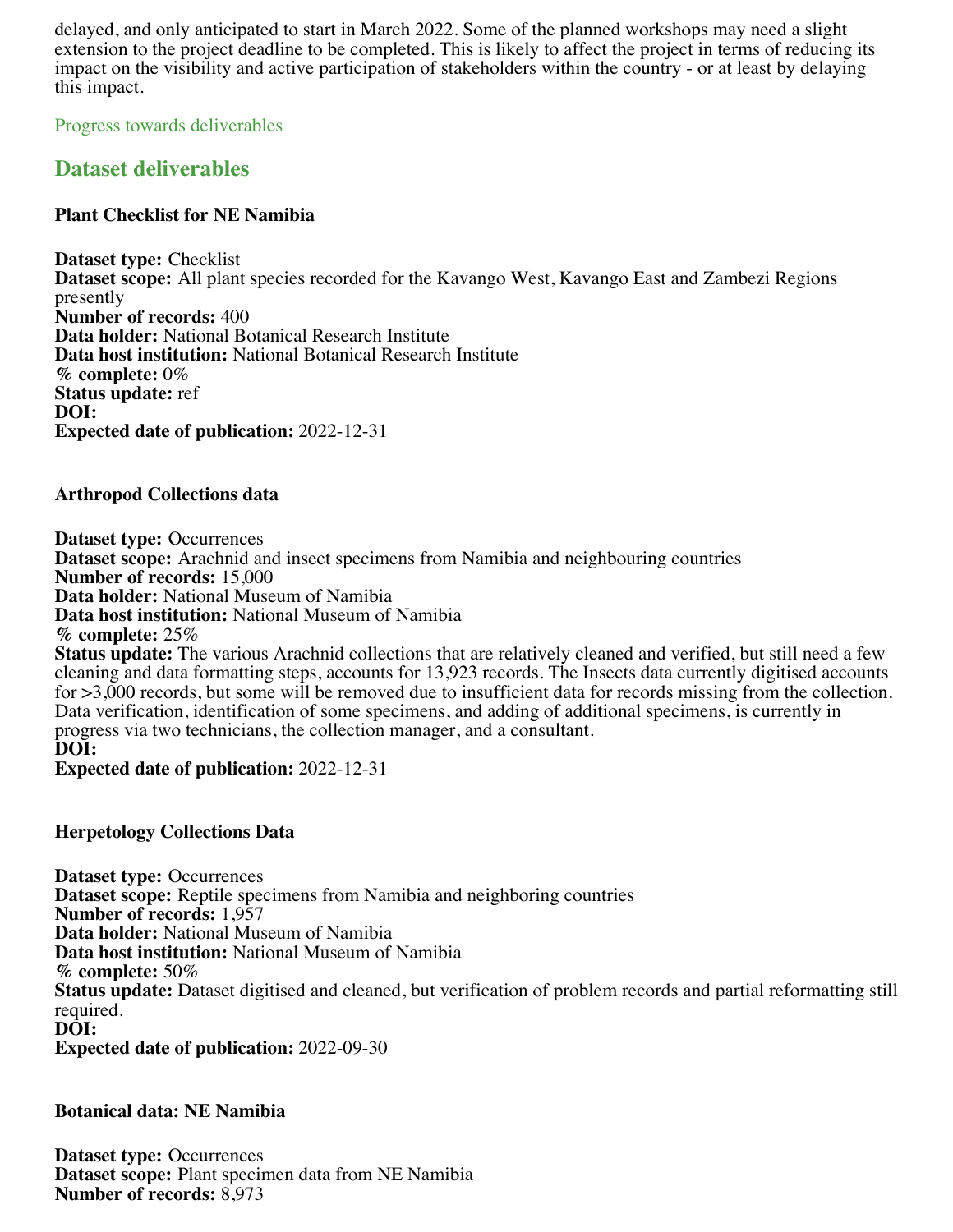delayed, and only anticipated to start in March 2022. Some of the planned workshops may need a slight extension to the project deadline to be completed. This is likely to affect the project in terms of reducing its impact on the visibility and active participation of stakeholders within the country - or at least by delaying this impact.

Progress towards deliverables

## Dataset deliverables

### Plant Checklist for NE Namibia

**Dataset type:** Checklist
**Dataset scope:** All plant species recorded for the Kavango West, Kavango East and Zambezi Regions presently
**Number of records:** 400
**Data holder:** National Botanical Research Institute
**Data host institution:** National Botanical Research Institute
**% complete:** 0%
**Status update:** ref
**DOI:**
**Expected date of publication:** 2022-12-31

### Arthropod Collections data

**Dataset type:** Occurrences
**Dataset scope:** Arachnid and insect specimens from Namibia and neighbouring countries
**Number of records:** 15,000
**Data holder:** National Museum of Namibia
**Data host institution:** National Museum of Namibia
**% complete:** 25%
**Status update:** The various Arachnid collections that are relatively cleaned and verified, but still need a few cleaning and data formatting steps, accounts for 13,923 records. The Insects data currently digitised accounts for >3,000 records, but some will be removed due to insufficient data for records missing from the collection. Data verification, identification of some specimens, and adding of additional specimens, is currently in progress via two technicians, the collection manager, and a consultant.
**DOI:**
**Expected date of publication:** 2022-12-31

### Herpetology Collections Data

**Dataset type:** Occurrences
**Dataset scope:** Reptile specimens from Namibia and neighboring countries
**Number of records:** 1,957
**Data holder:** National Museum of Namibia
**Data host institution:** National Museum of Namibia
**% complete:** 50%
**Status update:** Dataset digitised and cleaned, but verification of problem records and partial reformatting still required.
**DOI:**
**Expected date of publication:** 2022-09-30

### Botanical data: NE Namibia

**Dataset type:** Occurrences
**Dataset scope:** Plant specimen data from NE Namibia
**Number of records:** 8,973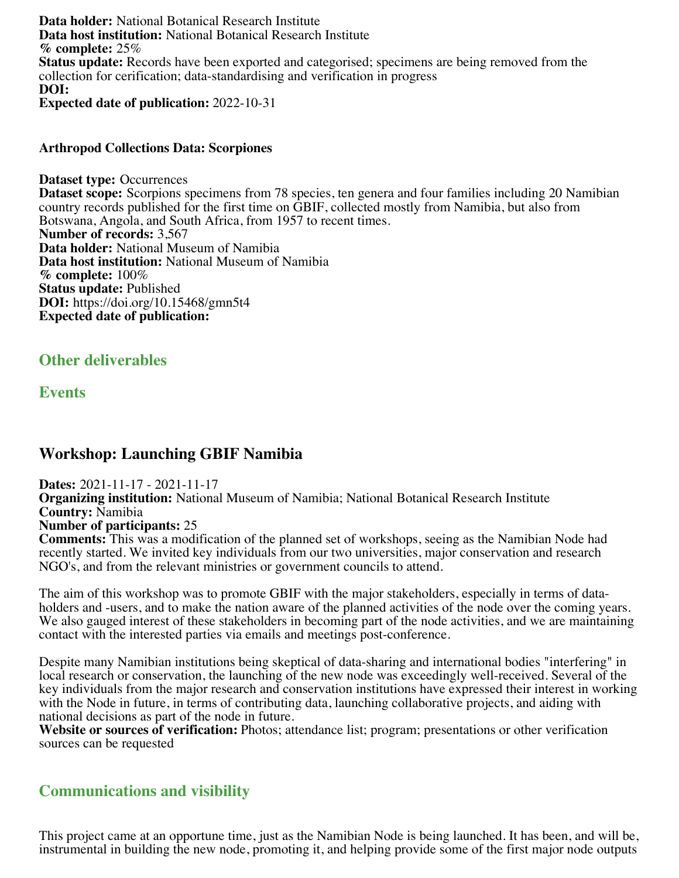**Data holder:** National Botanical Research Institute
**Data host institution:** National Botanical Research Institute
**% complete:** 25%
**Status update:** Records have been exported and categorised; specimens are being removed from the collection for cerification; data-standardising and verification in progress
**DOI:**
**Expected date of publication:** 2022-10-31

### Arthropod Collections Data: Scorpiones

**Dataset type:** Occurrences
**Dataset scope:** Scorpions specimens from 78 species, ten genera and four families including 20 Namibian country records published for the first time on GBIF, collected mostly from Namibia, but also from Botswana, Angola, and South Africa, from 1957 to recent times.
**Number of records:** 3,567
**Data holder:** National Museum of Namibia
**Data host institution:** National Museum of Namibia
**% complete:** 100%
**Status update:** Published
**DOI:** https://doi.org/10.15468/gmn5t4
**Expected date of publication:**

## Other deliverables

## Events

# Workshop: Launching GBIF Namibia

**Dates:** 2021-11-17 - 2021-11-17
**Organizing institution:** National Museum of Namibia; National Botanical Research Institute
**Country:** Namibia
**Number of participants:** 25
**Comments:** This was a modification of the planned set of workshops, seeing as the Namibian Node had recently started. We invited key individuals from our two universities, major conservation and research NGO's, and from the relevant ministries or government councils to attend.

The aim of this workshop was to promote GBIF with the major stakeholders, especially in terms of data-holders and -users, and to make the nation aware of the planned activities of the node over the coming years. We also gauged interest of these stakeholders in becoming part of the node activities, and we are maintaining contact with the interested parties via emails and meetings post-conference.

Despite many Namibian institutions being skeptical of data-sharing and international bodies "interfering" in local research or conservation, the launching of the new node was exceedingly well-received. Several of the key individuals from the major research and conservation institutions have expressed their interest in working with the Node in future, in terms of contributing data, launching collaborative projects, and aiding with national decisions as part of the node in future.
**Website or sources of verification:** Photos; attendance list; program; presentations or other verification sources can be requested

## Communications and visibility

This project came at an opportune time, just as the Namibian Node is being launched. It has been, and will be, instrumental in building the new node, promoting it, and helping provide some of the first major node outputs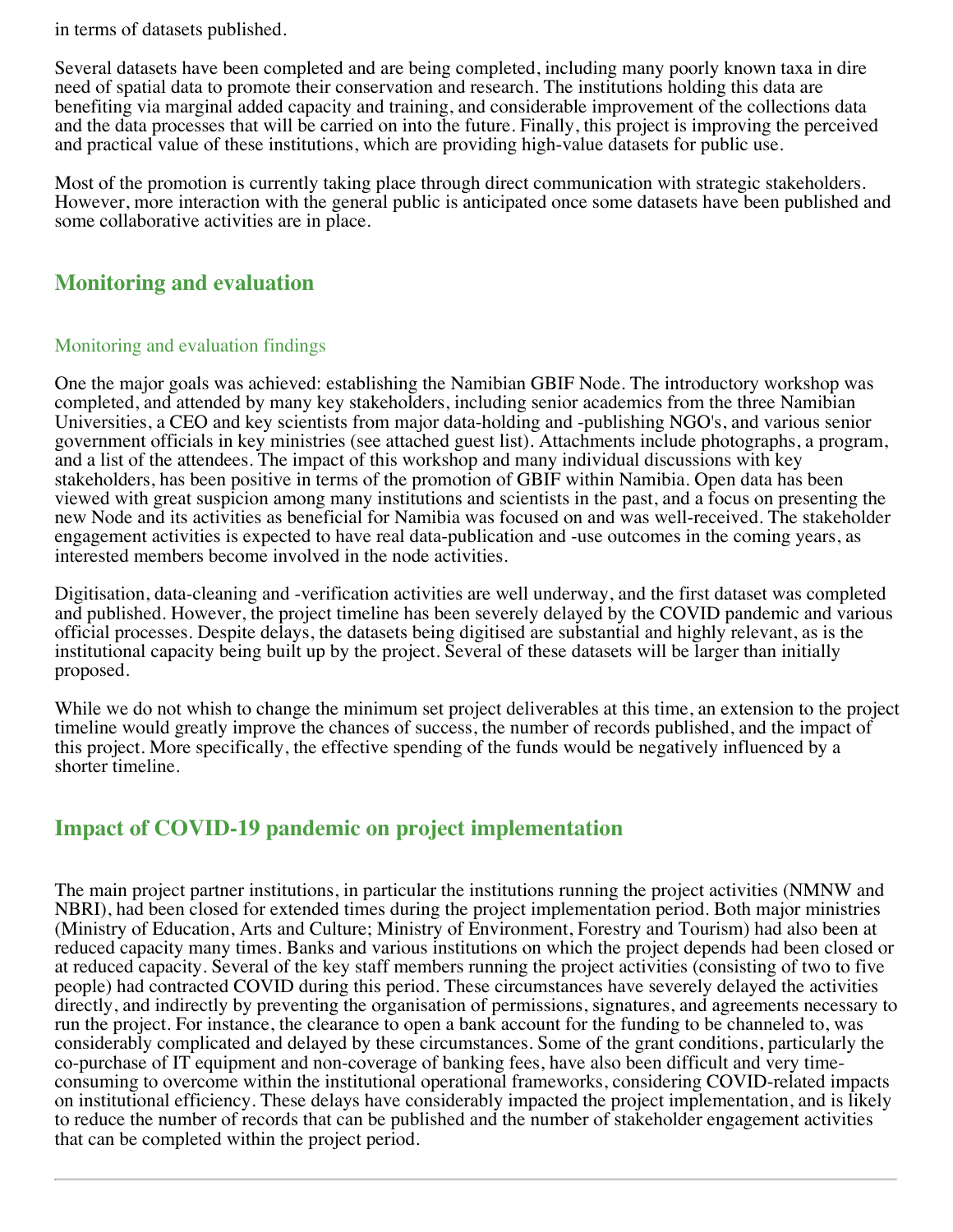in terms of datasets published.

Several datasets have been completed and are being completed, including many poorly known taxa in dire need of spatial data to promote their conservation and research. The institutions holding this data are benefiting via marginal added capacity and training, and considerable improvement of the collections data and the data processes that will be carried on into the future. Finally, this project is improving the perceived and practical value of these institutions, which are providing high-value datasets for public use.

Most of the promotion is currently taking place through direct communication with strategic stakeholders. However, more interaction with the general public is anticipated once some datasets have been published and some collaborative activities are in place.

## Monitoring and evaluation

### Monitoring and evaluation findings

One the major goals was achieved: establishing the Namibian GBIF Node. The introductory workshop was completed, and attended by many key stakeholders, including senior academics from the three Namibian Universities, a CEO and key scientists from major data-holding and -publishing NGO's, and various senior government officials in key ministries (see attached guest list). Attachments include photographs, a program, and a list of the attendees. The impact of this workshop and many individual discussions with key stakeholders, has been positive in terms of the promotion of GBIF within Namibia. Open data has been viewed with great suspicion among many institutions and scientists in the past, and a focus on presenting the new Node and its activities as beneficial for Namibia was focused on and was well-received. The stakeholder engagement activities is expected to have real data-publication and -use outcomes in the coming years, as interested members become involved in the node activities.

Digitisation, data-cleaning and -verification activities are well underway, and the first dataset was completed and published. However, the project timeline has been severely delayed by the COVID pandemic and various official processes. Despite delays, the datasets being digitised are substantial and highly relevant, as is the institutional capacity being built up by the project. Several of these datasets will be larger than initially proposed.

While we do not whish to change the minimum set project deliverables at this time, an extension to the project timeline would greatly improve the chances of success, the number of records published, and the impact of this project. More specifically, the effective spending of the funds would be negatively influenced by a shorter timeline.

## Impact of COVID-19 pandemic on project implementation

The main project partner institutions, in particular the institutions running the project activities (NMNW and NBRI), had been closed for extended times during the project implementation period. Both major ministries (Ministry of Education, Arts and Culture; Ministry of Environment, Forestry and Tourism) had also been at reduced capacity many times. Banks and various institutions on which the project depends had been closed or at reduced capacity. Several of the key staff members running the project activities (consisting of two to five people) had contracted COVID during this period. These circumstances have severely delayed the activities directly, and indirectly by preventing the organisation of permissions, signatures, and agreements necessary to run the project. For instance, the clearance to open a bank account for the funding to be channeled to, was considerably complicated and delayed by these circumstances. Some of the grant conditions, particularly the co-purchase of IT equipment and non-coverage of banking fees, have also been difficult and very time-consuming to overcome within the institutional operational frameworks, considering COVID-related impacts on institutional efficiency. These delays have considerably impacted the project implementation, and is likely to reduce the number of records that can be published and the number of stakeholder engagement activities that can be completed within the project period.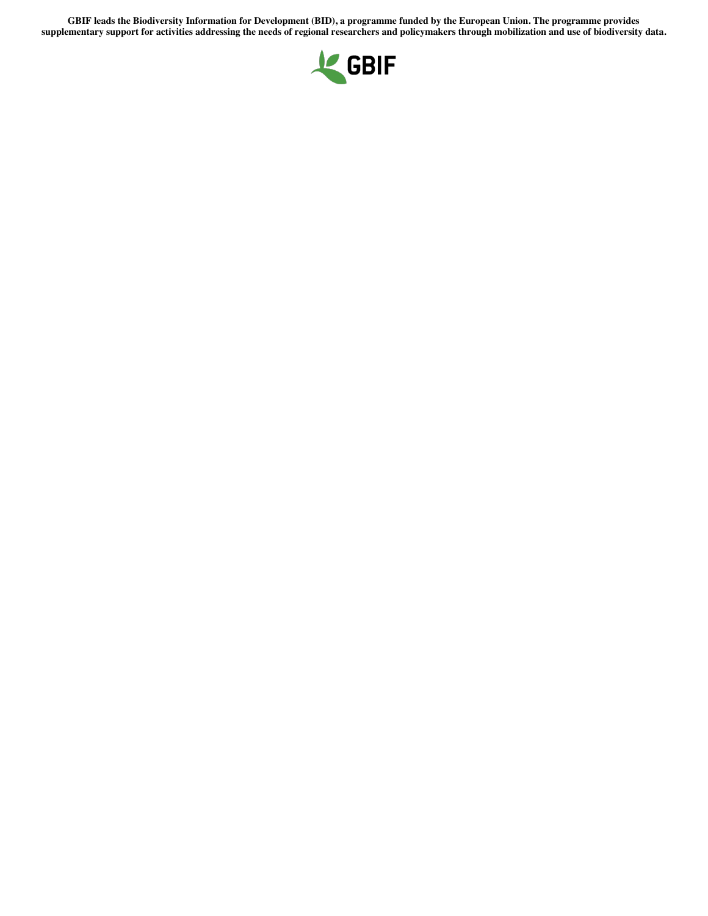**GBIF leads the Biodiversity Information for Development (BID), a programme funded by the European Union. The programme provides supplementary support for activities addressing the needs of regional researchers and policymakers through mobilization and use of biodiversity data.**

GBIF